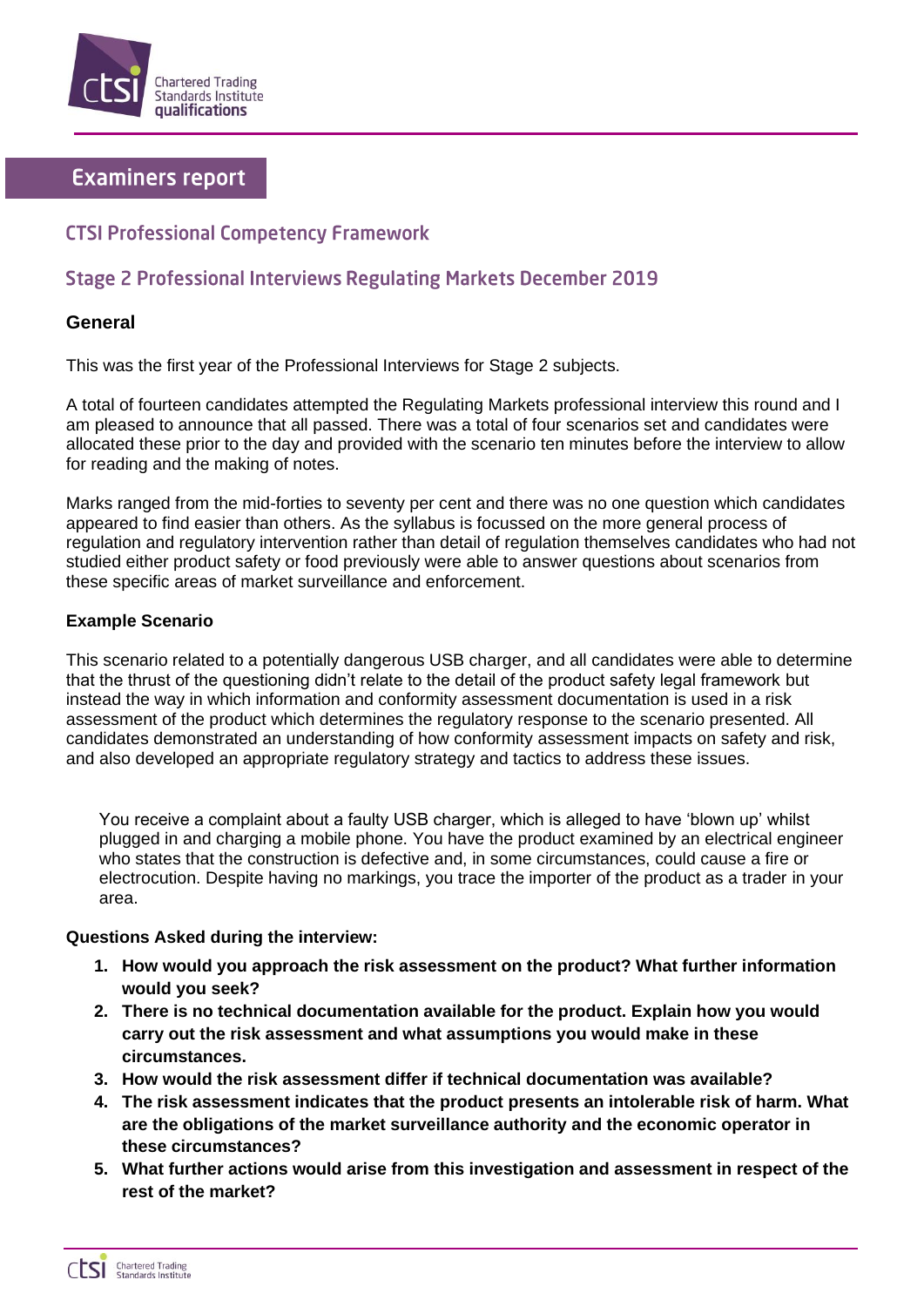# Examiners report

## CTSI Professional Competency Framework

## Stage 2 Professional Interviews Regulating Markets December 2019

### General

This was the first year of the Professional Interviews for Stage 2 subjects.

A total of fourteen candidates attempted the Regulating Markets professional interview this round and I am pleased to announce that all passed. There was a total of four scenarios set and candidates were allocated these prior to the day and provided with the scenario ten minutes before the interview to allow for reading and the making of notes.

Marks ranged from the mid-forties to seventy per cent and there was no one question which candidates appeared to find easier than others. As the syllabus is focussed on the more general process of regulation and regulatory intervention rather than detail of regulation themselves candidates who had not studied either product safety or food previously were able to answer questions about scenarios from these specific areas of market surveillance and enforcement.

### Example Scenario

This scenario related to a potentially dangerous USB charger, and all candidates were able to determine that the thrust of the questioning didn't relate to the detail of the product safety legal framework but instead the way in which information and conformity assessment documentation is used in a risk assessment of the product which determines the regulatory response to the scenario presented. All candidates demonstrated an understanding of how conformity assessment impacts on safety and risk, and also developed an appropriate regulatory strategy and tactics to address these issues.

> You receive a complaint about a faulty USB charger, which is alleged to have 'blown up' whilst plugged in and charging a mobile phone. You have the product examined by an electrical engineer who states that the construction is defective and, in some circumstances, could cause a fire or electrocution. Despite having no markings, you trace the importer of the product as a trader in your area.

**Questions Asked during the interview:**

1. **How would you approach the risk assessment on the product? What further information would you seek?**
2. **There is no technical documentation available for the product. Explain how you would carry out the risk assessment and what assumptions you would make in these circumstances.**
3. **How would the risk assessment differ if technical documentation was available?**
4. **The risk assessment indicates that the product presents an intolerable risk of harm. What are the obligations of the market surveillance authority and the economic operator in these circumstances?**
5. **What further actions would arise from this investigation and assessment in respect of the rest of the market?**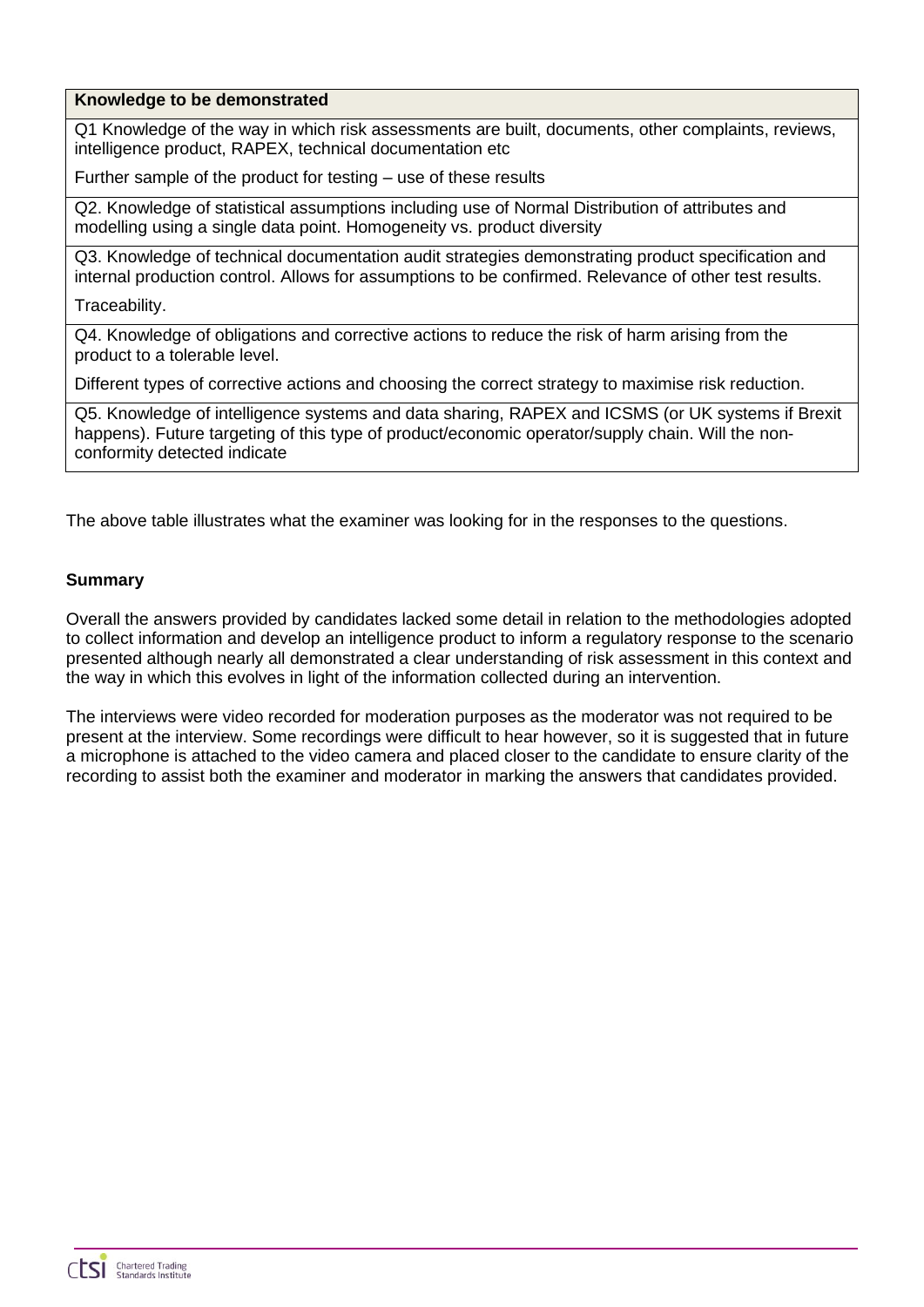| **Knowledge to be demonstrated** |
| --- |
| Q1 Knowledge of the way in which risk assessments are built, documents, other complaints, reviews, intelligence product, RAPEX, technical documentation etc<br><br>Further sample of the product for testing – use of these results |
| Q2. Knowledge of statistical assumptions including use of Normal Distribution of attributes and modelling using a single data point. Homogeneity vs. product diversity |
| Q3. Knowledge of technical documentation audit strategies demonstrating product specification and internal production control. Allows for assumptions to be confirmed. Relevance of other test results.<br><br>Traceability. |
| Q4. Knowledge of obligations and corrective actions to reduce the risk of harm arising from the product to a tolerable level.<br><br>Different types of corrective actions and choosing the correct strategy to maximise risk reduction. |
| Q5. Knowledge of intelligence systems and data sharing, RAPEX and ICSMS (or UK systems if Brexit happens). Future targeting of this type of product/economic operator/supply chain. Will the non-conformity detected indicate |

The above table illustrates what the examiner was looking for in the responses to the questions.

**Summary**

Overall the answers provided by candidates lacked some detail in relation to the methodologies adopted to collect information and develop an intelligence product to inform a regulatory response to the scenario presented although nearly all demonstrated a clear understanding of risk assessment in this context and the way in which this evolves in light of the information collected during an intervention.

The interviews were video recorded for moderation purposes as the moderator was not required to be present at the interview. Some recordings were difficult to hear however, so it is suggested that in future a microphone is attached to the video camera and placed closer to the candidate to ensure clarity of the recording to assist both the examiner and moderator in marking the answers that candidates provided.